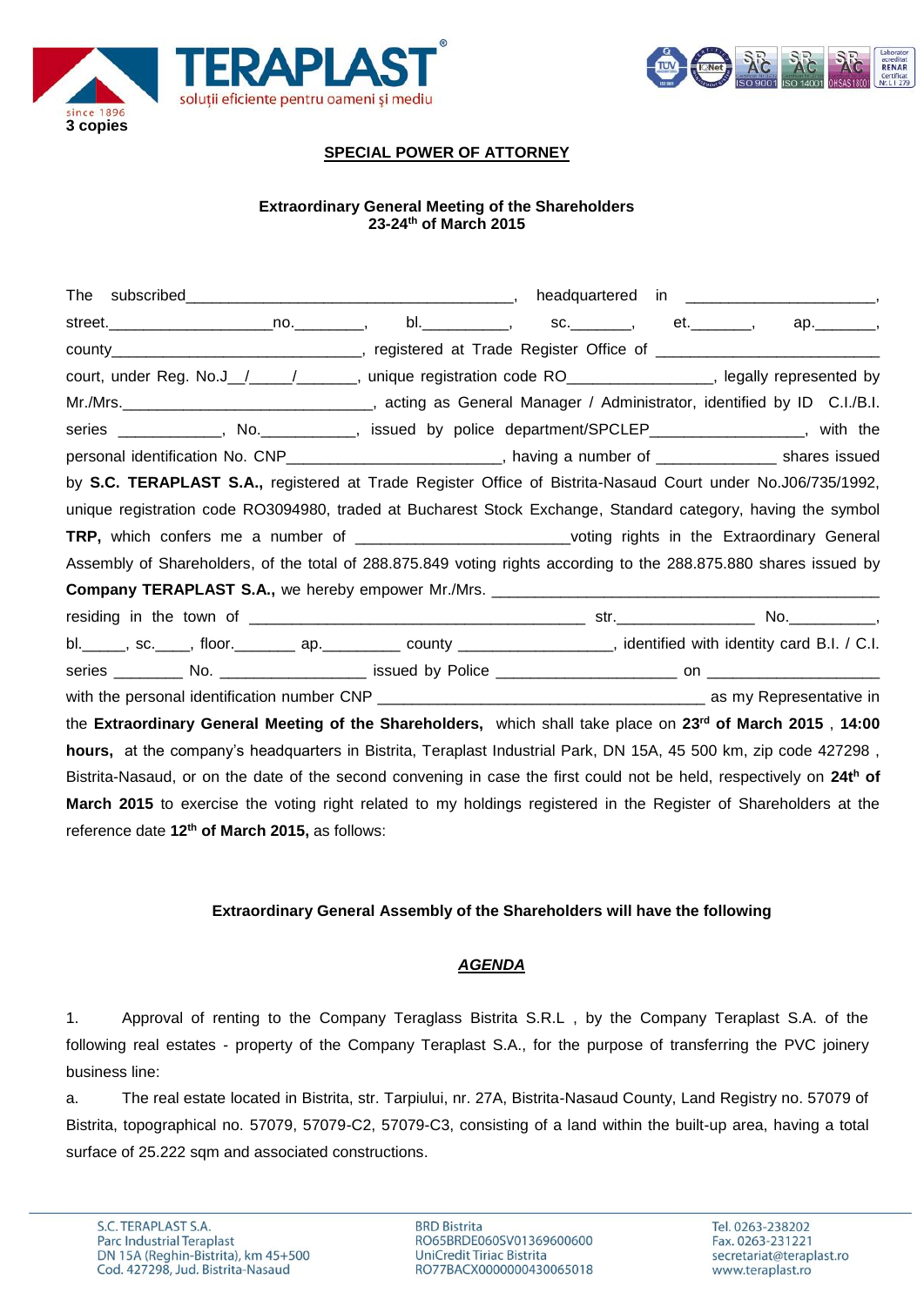**3 copies**

## SPECIAL POWER OF ATTORNEY

**Extraordinary General Meeting of the Shareholders**
**23-24th of March 2015**

The subscribed______________________________________, headquartered in ______________________, street.__________________no.________, bl.__________, sc._______, et._______, ap._______, county____________________________, registered at Trade Register Office of _________________________ court, under Reg. No.J__/_____/_______, unique registration code RO________________, legally represented by Mr./Mrs.______________________________, acting as General Manager / Administrator, identified by ID C.I./B.I. series ____________, No.___________, issued by police department/SPCLEP_________________, with the personal identification No. CNP________________________, having a number of _____________ shares issued by **S.C. TERAPLAST S.A.,** registered at Trade Register Office of Bistrita-Nasaud Court under No.J06/735/1992, unique registration code RO3094980, traded at Bucharest Stock Exchange, Standard category, having the symbol **TRP,** which confers me a number of ________________________voting rights in the Extraordinary General Assembly of Shareholders, of the total of 288.875.849 voting rights according to the 288.875.880 shares issued by **Company TERAPLAST S.A.,** we hereby empower Mr./Mrs. ____________________________________________ residing in the town of _______________________________________ str._______________ No.__________, bl._____, sc.____, floor._______ ap._________ county _________________, identified with identity card B.I. / C.I. series ________ No. ________________ issued by Police _____________________ on ____________________ with the personal identification number CNP _____________________________________ as my Representative in the **Extraordinary General Meeting of the Shareholders,** which shall take place on **23rd of March 2015** , **14:00 hours,** at the company's headquarters in Bistrita, Teraplast Industrial Park, DN 15A, 45 500 km, zip code 427298 , Bistrita-Nasaud, or on the date of the second convening in case the first could not be held, respectively on **24th of March 2015** to exercise the voting right related to my holdings registered in the Register of Shareholders at the reference date **12th of March 2015,** as follows:

**Extraordinary General Assembly of the Shareholders will have the following**

***AGENDA***

1. Approval of renting to the Company Teraglass Bistrita S.R.L , by the Company Teraplast S.A. of the following real estates - property of the Company Teraplast S.A., for the purpose of transferring the PVC joinery business line:

a. The real estate located in Bistrita, str. Tarpiului, nr. 27A, Bistrita-Nasaud County, Land Registry no. 57079 of Bistrita, topographical no. 57079, 57079-C2, 57079-C3, consisting of a land within the built-up area, having a total surface of 25.222 sqm and associated constructions.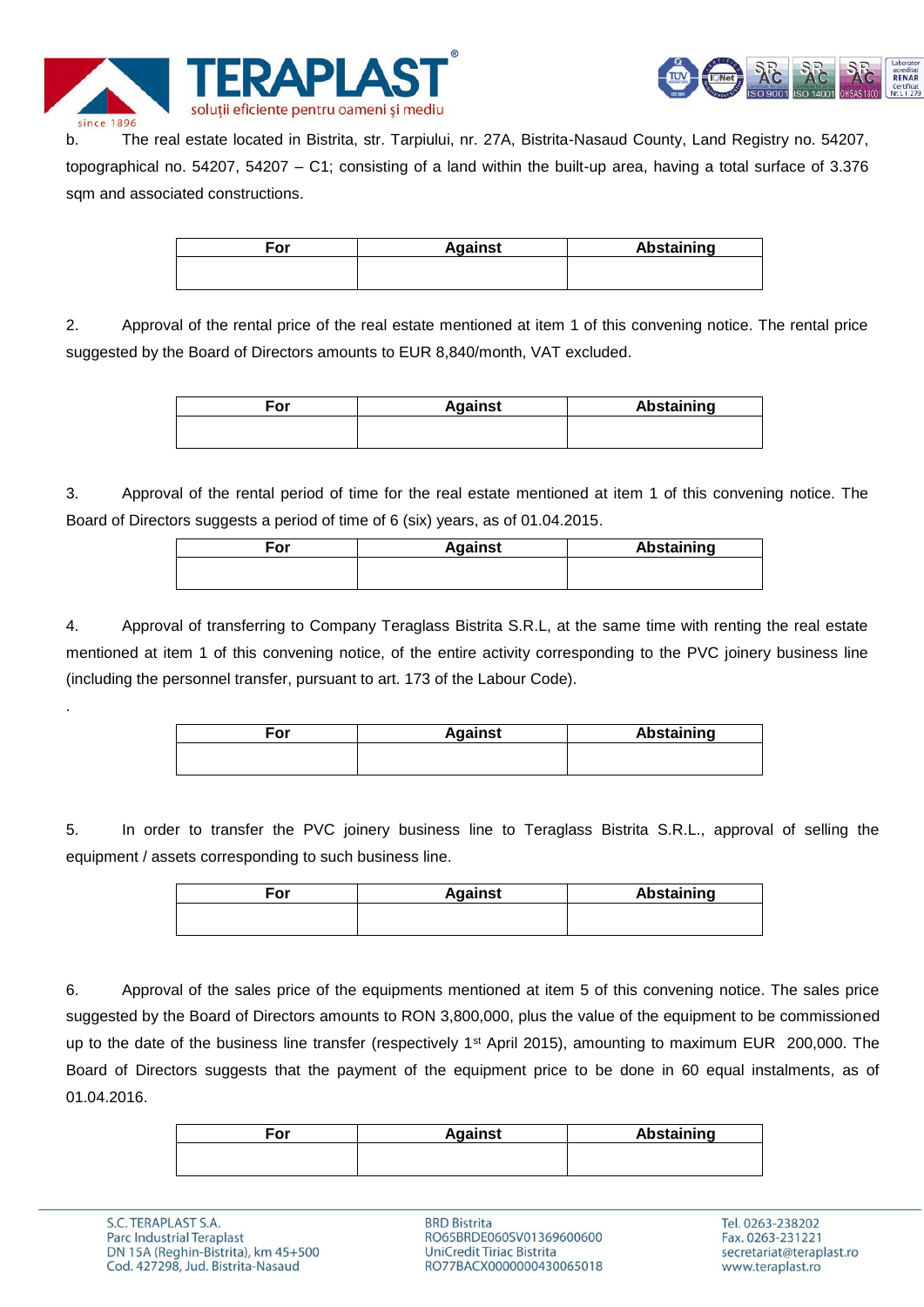b. The real estate located in Bistrita, str. Tarpiului, nr. 27A, Bistrita-Nasaud County, Land Registry no. 54207, topographical no. 54207, 54207 – C1; consisting of a land within the built-up area, having a total surface of 3.376 sqm and associated constructions.

| For | Against | Abstaining |
|---|---|---|
| | | |

2. Approval of the rental price of the real estate mentioned at item 1 of this convening notice. The rental price suggested by the Board of Directors amounts to EUR 8,840/month, VAT excluded.

| For | Against | Abstaining |
|---|---|---|
| | | |

3. Approval of the rental period of time for the real estate mentioned at item 1 of this convening notice. The Board of Directors suggests a period of time of 6 (six) years, as of 01.04.2015.

| For | Against | Abstaining |
|---|---|---|
| | | |

4. Approval of transferring to Company Teraglass Bistrita S.R.L, at the same time with renting the real estate mentioned at item 1 of this convening notice, of the entire activity corresponding to the PVC joinery business line (including the personnel transfer, pursuant to art. 173 of the Labour Code).

.

| For | Against | Abstaining |
|---|---|---|
| | | |

5. In order to transfer the PVC joinery business line to Teraglass Bistrita S.R.L., approval of selling the equipment / assets corresponding to such business line.

| For | Against | Abstaining |
|---|---|---|
| | | |

6. Approval of the sales price of the equipments mentioned at item 5 of this convening notice. The sales price suggested by the Board of Directors amounts to RON 3,800,000, plus the value of the equipment to be commissioned up to the date of the business line transfer (respectively 1st April 2015), amounting to maximum EUR 200,000. The Board of Directors suggests that the payment of the equipment price to be done in 60 equal instalments, as of 01.04.2016.

| For | Against | Abstaining |
|---|---|---|
| | | |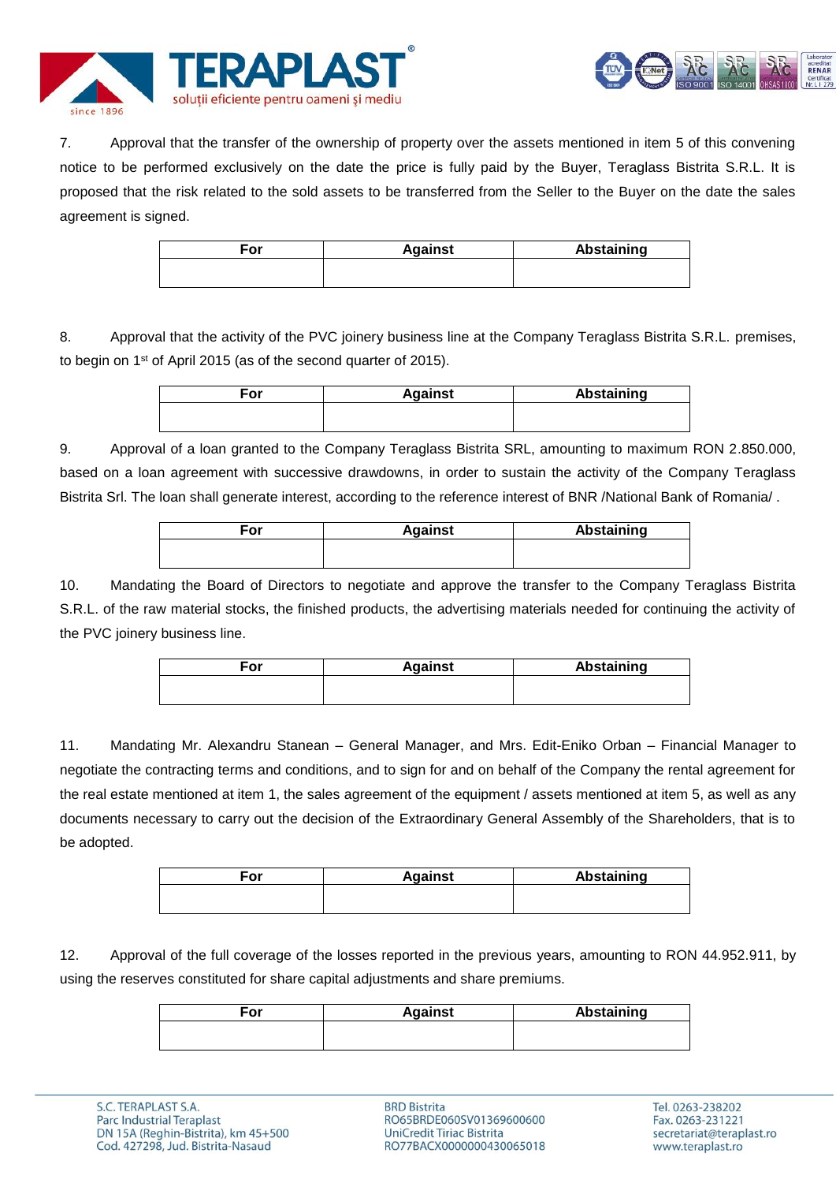7. Approval that the transfer of the ownership of property over the assets mentioned in item 5 of this convening notice to be performed exclusively on the date the price is fully paid by the Buyer, Teraglass Bistrita S.R.L. It is proposed that the risk related to the sold assets to be transferred from the Seller to the Buyer on the date the sales agreement is signed.

| For | Against | Abstaining |
|---|---|---|
| | | |

8. Approval that the activity of the PVC joinery business line at the Company Teraglass Bistrita S.R.L. premises, to begin on 1st of April 2015 (as of the second quarter of 2015).

| For | Against | Abstaining |
|---|---|---|
| | | |

9. Approval of a loan granted to the Company Teraglass Bistrita SRL, amounting to maximum RON 2.850.000, based on a loan agreement with successive drawdowns, in order to sustain the activity of the Company Teraglass Bistrita Srl. The loan shall generate interest, according to the reference interest of BNR /National Bank of Romania/ .

| For | Against | Abstaining |
|---|---|---|
| | | |

10. Mandating the Board of Directors to negotiate and approve the transfer to the Company Teraglass Bistrita S.R.L. of the raw material stocks, the finished products, the advertising materials needed for continuing the activity of the PVC joinery business line.

| For | Against | Abstaining |
|---|---|---|
| | | |

11. Mandating Mr. Alexandru Stanean – General Manager, and Mrs. Edit-Eniko Orban – Financial Manager to negotiate the contracting terms and conditions, and to sign for and on behalf of the Company the rental agreement for the real estate mentioned at item 1, the sales agreement of the equipment / assets mentioned at item 5, as well as any documents necessary to carry out the decision of the Extraordinary General Assembly of the Shareholders, that is to be adopted.

| For | Against | Abstaining |
|---|---|---|
| | | |

12. Approval of the full coverage of the losses reported in the previous years, amounting to RON 44.952.911, by using the reserves constituted for share capital adjustments and share premiums.

| For | Against | Abstaining |
|---|---|---|
| | | |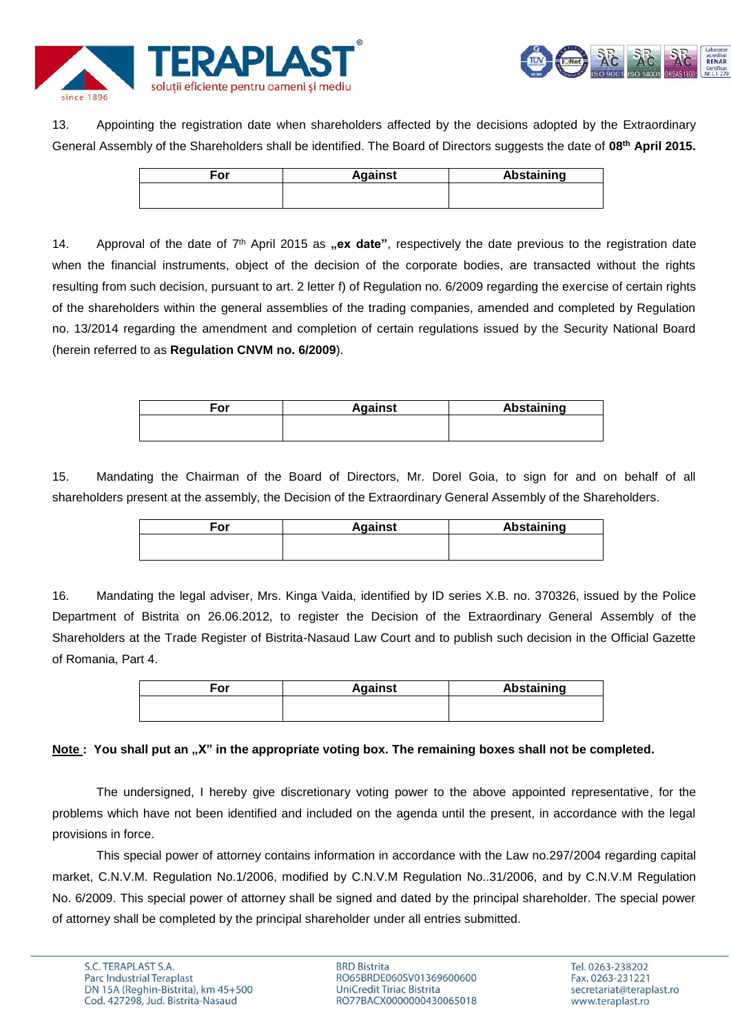13. Appointing the registration date when shareholders affected by the decisions adopted by the Extraordinary General Assembly of the Shareholders shall be identified. The Board of Directors suggests the date of **08th April 2015.**

| For | Against | Abstaining |
|---|---|---|
| | | |

14. Approval of the date of 7th April 2015 as **„ex date"**, respectively the date previous to the registration date when the financial instruments, object of the decision of the corporate bodies, are transacted without the rights resulting from such decision, pursuant to art. 2 letter f) of Regulation no. 6/2009 regarding the exercise of certain rights of the shareholders within the general assemblies of the trading companies, amended and completed by Regulation no. 13/2014 regarding the amendment and completion of certain regulations issued by the Security National Board (herein referred to as **Regulation CNVM no. 6/2009**).

| For | Against | Abstaining |
|---|---|---|
| | | |

15. Mandating the Chairman of the Board of Directors, Mr. Dorel Goia, to sign for and on behalf of all shareholders present at the assembly, the Decision of the Extraordinary General Assembly of the Shareholders.

| For | Against | Abstaining |
|---|---|---|
| | | |

16. Mandating the legal adviser, Mrs. Kinga Vaida, identified by ID series X.B. no. 370326, issued by the Police Department of Bistrita on 26.06.2012, to register the Decision of the Extraordinary General Assembly of the Shareholders at the Trade Register of Bistrita-Nasaud Law Court and to publish such decision in the Official Gazette of Romania, Part 4.

| For | Against | Abstaining |
|---|---|---|
| | | |

**Note : You shall put an „X" in the appropriate voting box. The remaining boxes shall not be completed.**

The undersigned, I hereby give discretionary voting power to the above appointed representative, for the problems which have not been identified and included on the agenda until the present, in accordance with the legal provisions in force.

This special power of attorney contains information in accordance with the Law no.297/2004 regarding capital market, C.N.V.M. Regulation No.1/2006, modified by C.N.V.M Regulation No..31/2006, and by C.N.V.M Regulation No. 6/2009. This special power of attorney shall be signed and dated by the principal shareholder. The special power of attorney shall be completed by the principal shareholder under all entries submitted.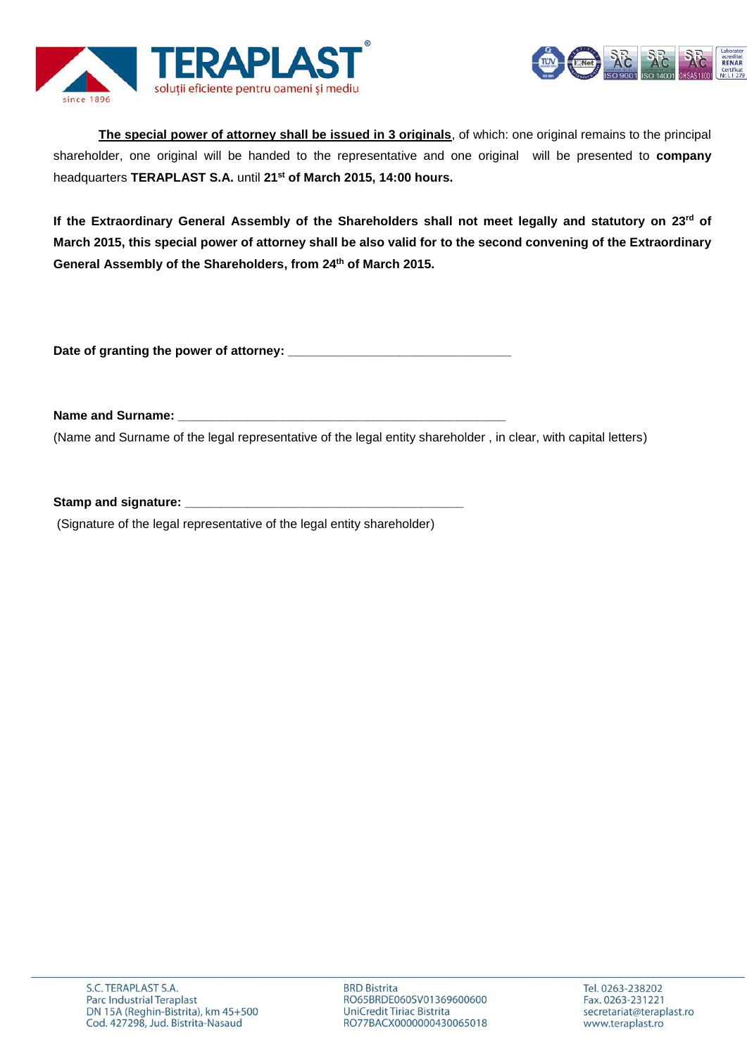**<u>The special power of attorney shall be issued in 3 originals</u>**, of which: one original remains to the principal shareholder, one original will be handed to the representative and one original will be presented to **company** headquarters **TERAPLAST S.A.** until **21st of March 2015, 14:00 hours.**

**If the Extraordinary General Assembly of the Shareholders shall not meet legally and statutory on 23rd of March 2015, this special power of attorney shall be also valid for to the second convening of the Extraordinary General Assembly of the Shareholders, from 24th of March 2015.**

**Date of granting the power of attorney:** ________________________________

**Name and Surname:** ________________________________________________

(Name and Surname of the legal representative of the legal entity shareholder , in clear, with capital letters)

**Stamp and signature:** _________________________________________

(Signature of the legal representative of the legal entity shareholder)